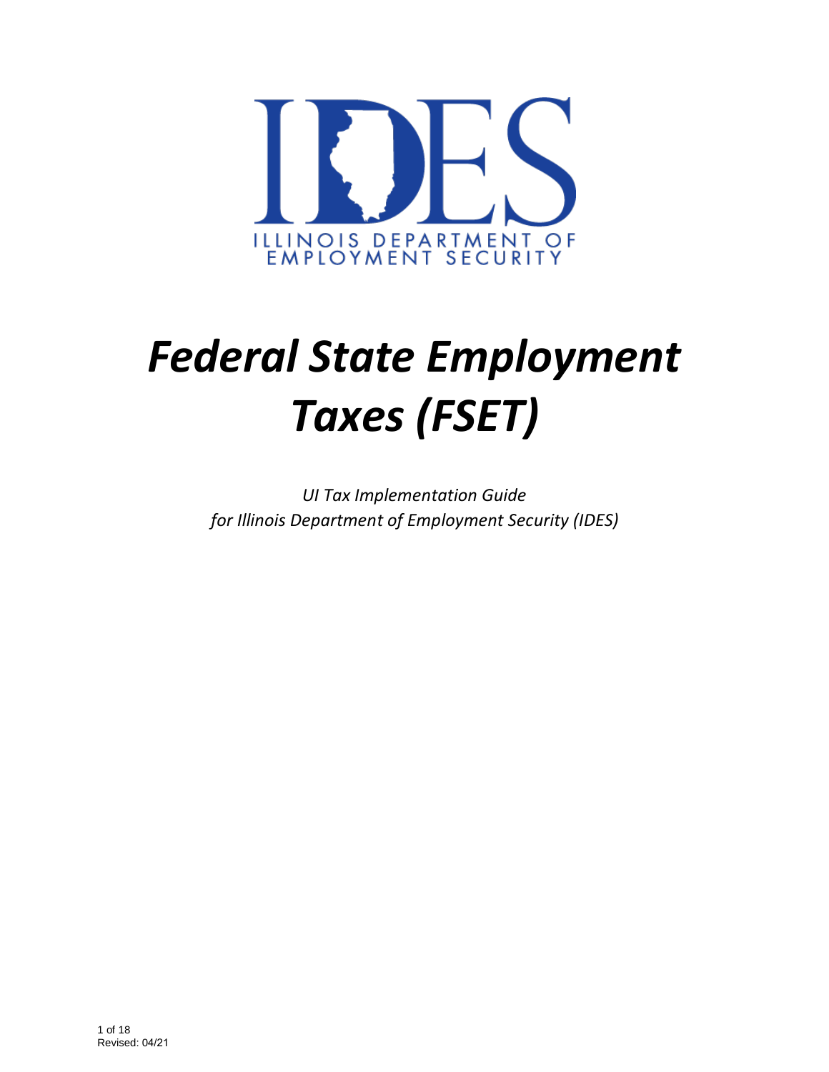IDES

ILLINOIS DEPARTMENT OF EMPLOYMENT SECURITY

# *Federal State Employment Taxes (FSET)*

*UI Tax Implementation Guide*
*for Illinois Department of Employment Security (IDES)*

Revised: 04/21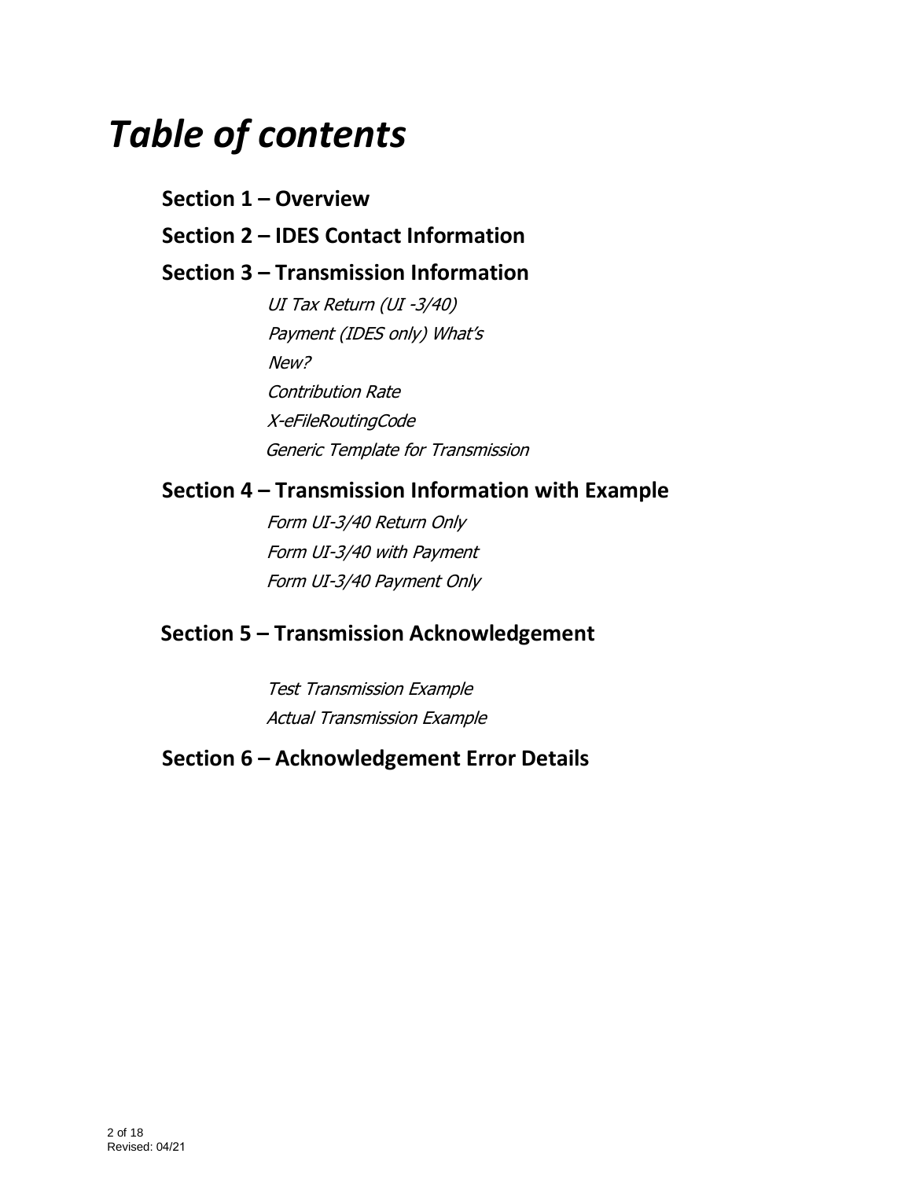# *Table of contents*

**Section 1 – Overview**

**Section 2 – IDES Contact Information**

**Section 3 – Transmission Information**

*UI Tax Return (UI -3/40)*

*Payment (IDES only) What's*

*New?*

*Contribution Rate*

*X-eFileRoutingCode*

*Generic Template for Transmission*

**Section 4 – Transmission Information with Example**

*Form UI-3/40 Return Only*

*Form UI-3/40 with Payment*

*Form UI-3/40 Payment Only*

**Section 5 – Transmission Acknowledgement**

*Test Transmission Example*

*Actual Transmission Example*

**Section 6 – Acknowledgement Error Details**

Revised: 04/21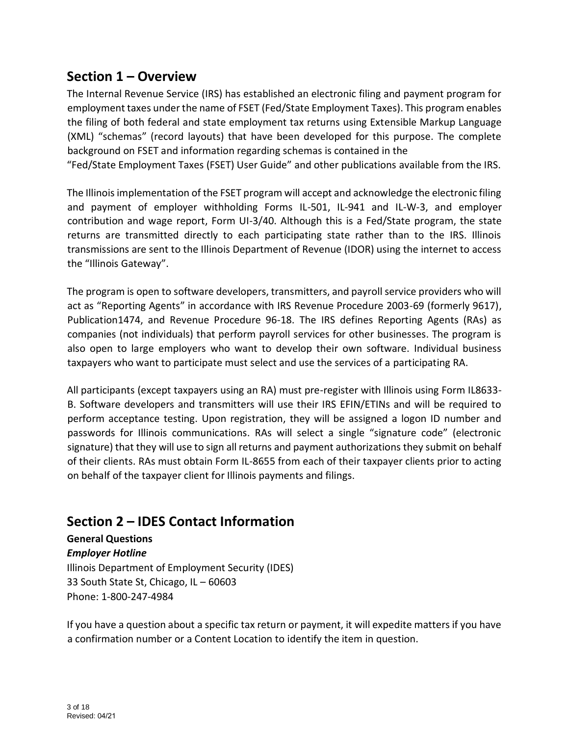## Section 1 – Overview

The Internal Revenue Service (IRS) has established an electronic filing and payment program for employment taxes under the name of FSET (Fed/State Employment Taxes). This program enables the filing of both federal and state employment tax returns using Extensible Markup Language (XML) "schemas" (record layouts) that have been developed for this purpose. The complete background on FSET and information regarding schemas is contained in the "Fed/State Employment Taxes (FSET) User Guide" and other publications available from the IRS.

The Illinois implementation of the FSET program will accept and acknowledge the electronic filing and payment of employer withholding Forms IL-501, IL-941 and IL-W-3, and employer contribution and wage report, Form UI-3/40. Although this is a Fed/State program, the state returns are transmitted directly to each participating state rather than to the IRS. Illinois transmissions are sent to the Illinois Department of Revenue (IDOR) using the internet to access the "Illinois Gateway".

The program is open to software developers, transmitters, and payroll service providers who will act as "Reporting Agents" in accordance with IRS Revenue Procedure 2003-69 (formerly 9617), Publication1474, and Revenue Procedure 96-18. The IRS defines Reporting Agents (RAs) as companies (not individuals) that perform payroll services for other businesses. The program is also open to large employers who want to develop their own software. Individual business taxpayers who want to participate must select and use the services of a participating RA.

All participants (except taxpayers using an RA) must pre-register with Illinois using Form IL8633-B. Software developers and transmitters will use their IRS EFIN/ETINs and will be required to perform acceptance testing. Upon registration, they will be assigned a logon ID number and passwords for Illinois communications. RAs will select a single "signature code" (electronic signature) that they will use to sign all returns and payment authorizations they submit on behalf of their clients. RAs must obtain Form IL-8655 from each of their taxpayer clients prior to acting on behalf of the taxpayer client for Illinois payments and filings.

## Section 2 – IDES Contact Information

**General Questions**

***Employer Hotline***

Illinois Department of Employment Security (IDES)
33 South State St, Chicago, IL – 60603
Phone: 1-800-247-4984

If you have a question about a specific tax return or payment, it will expedite matters if you have a confirmation number or a Content Location to identify the item in question.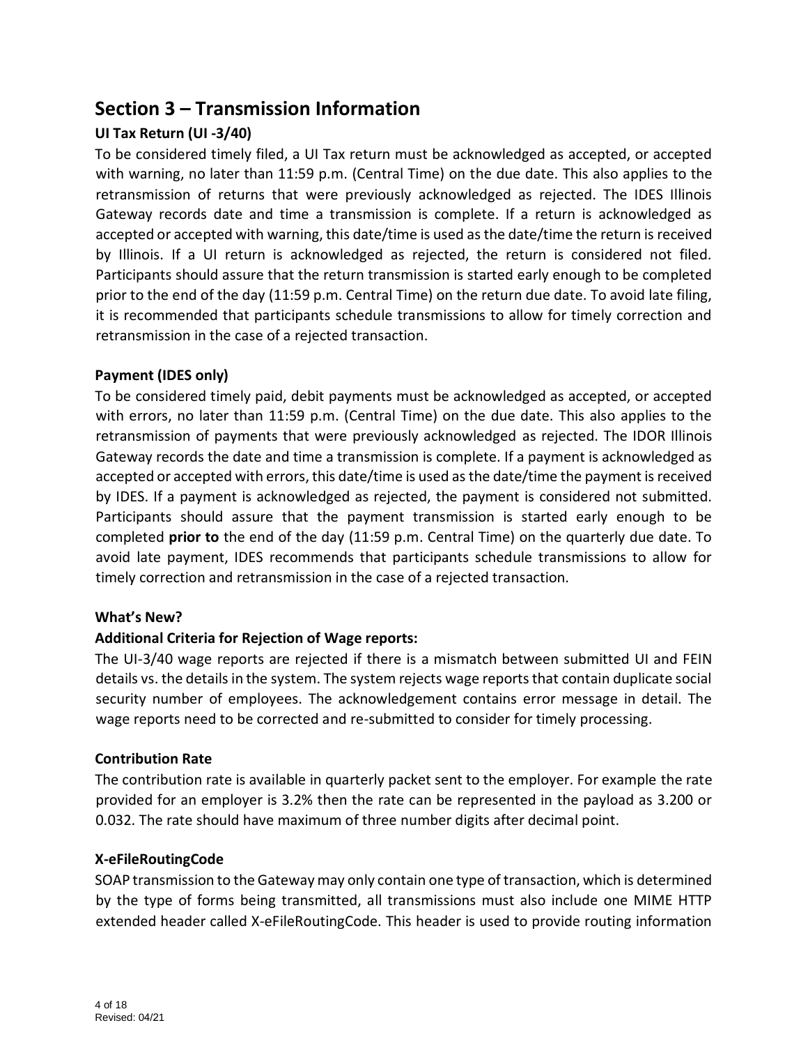## Section 3 – Transmission Information

### UI Tax Return (UI -3/40)

To be considered timely filed, a UI Tax return must be acknowledged as accepted, or accepted with warning, no later than 11:59 p.m. (Central Time) on the due date. This also applies to the retransmission of returns that were previously acknowledged as rejected. The IDES Illinois Gateway records date and time a transmission is complete. If a return is acknowledged as accepted or accepted with warning, this date/time is used as the date/time the return is received by Illinois. If a UI return is acknowledged as rejected, the return is considered not filed. Participants should assure that the return transmission is started early enough to be completed prior to the end of the day (11:59 p.m. Central Time) on the return due date. To avoid late filing, it is recommended that participants schedule transmissions to allow for timely correction and retransmission in the case of a rejected transaction.

### Payment (IDES only)

To be considered timely paid, debit payments must be acknowledged as accepted, or accepted with errors, no later than 11:59 p.m. (Central Time) on the due date. This also applies to the retransmission of payments that were previously acknowledged as rejected. The IDOR Illinois Gateway records the date and time a transmission is complete. If a payment is acknowledged as accepted or accepted with errors, this date/time is used as the date/time the payment is received by IDES. If a payment is acknowledged as rejected, the payment is considered not submitted. Participants should assure that the payment transmission is started early enough to be completed **prior to** the end of the day (11:59 p.m. Central Time) on the quarterly due date. To avoid late payment, IDES recommends that participants schedule transmissions to allow for timely correction and retransmission in the case of a rejected transaction.

### What's New?

### Additional Criteria for Rejection of Wage reports:

The UI-3/40 wage reports are rejected if there is a mismatch between submitted UI and FEIN details vs. the details in the system. The system rejects wage reports that contain duplicate social security number of employees. The acknowledgement contains error message in detail. The wage reports need to be corrected and re-submitted to consider for timely processing.

### Contribution Rate

The contribution rate is available in quarterly packet sent to the employer. For example the rate provided for an employer is 3.2% then the rate can be represented in the payload as 3.200 or 0.032. The rate should have maximum of three number digits after decimal point.

### X-eFileRoutingCode

SOAP transmission to the Gateway may only contain one type of transaction, which is determined by the type of forms being transmitted, all transmissions must also include one MIME HTTP extended header called X-eFileRoutingCode. This header is used to provide routing information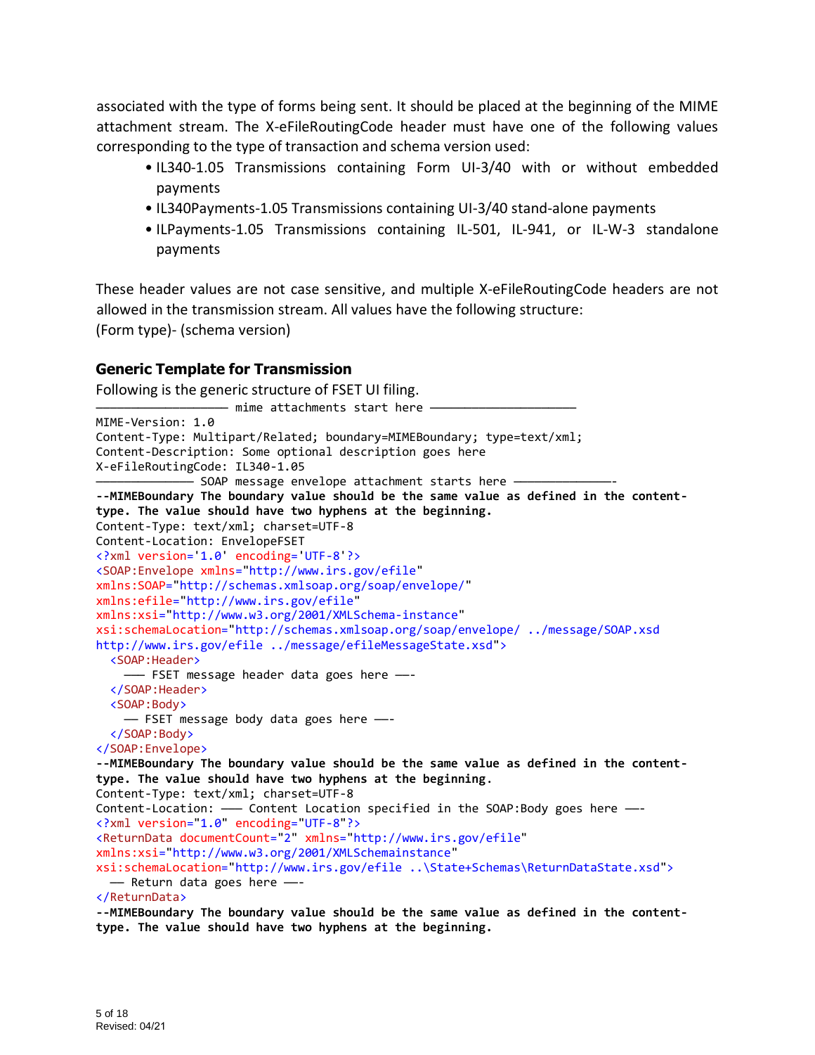associated with the type of forms being sent. It should be placed at the beginning of the MIME attachment stream. The X-eFileRoutingCode header must have one of the following values corresponding to the type of transaction and schema version used:

- IL340-1.05 Transmissions containing Form UI-3/40 with or without embedded payments
- IL340Payments-1.05 Transmissions containing UI-3/40 stand-alone payments
- ILPayments-1.05 Transmissions containing IL-501, IL-941, or IL-W-3 standalone payments

These header values are not case sensitive, and multiple X-eFileRoutingCode headers are not allowed in the transmission stream. All values have the following structure:
(Form type)- (schema version)

## Generic Template for Transmission

Following is the generic structure of FSET UI filing.

```
—————————————————— mime attachments start here ————————————————————
MIME-Version: 1.0
Content-Type: Multipart/Related; boundary=MIMEBoundary; type=text/xml;
Content-Description: Some optional description goes here
X-eFileRoutingCode: IL340-1.05
—————————————— SOAP message envelope attachment starts here ——————————————-
--MIMEBoundary The boundary value should be the same value as defined in the content-type. The value should have two hyphens at the beginning.
Content-Type: text/xml; charset=UTF-8
Content-Location: EnvelopeFSET
<?xml version='1.0' encoding='UTF-8'?>
<SOAP:Envelope xmlns="http://www.irs.gov/efile"
xmlns:SOAP="http://schemas.xmlsoap.org/soap/envelope/"
xmlns:efile="http://www.irs.gov/efile"
xmlns:xsi="http://www.w3.org/2001/XMLSchema-instance"
xsi:schemaLocation="http://schemas.xmlsoap.org/soap/envelope/ ../message/SOAP.xsd
http://www.irs.gov/efile ../message/efileMessageState.xsd">
  <SOAP:Header>
    ——— FSET message header data goes here ——-
  </SOAP:Header>
  <SOAP:Body>
    —— FSET message body data goes here ——-
  </SOAP:Body>
</SOAP:Envelope>
--MIMEBoundary The boundary value should be the same value as defined in the content-type. The value should have two hyphens at the beginning.
Content-Type: text/xml; charset=UTF-8
Content-Location: ——— Content Location specified in the SOAP:Body goes here ——-
<?xml version="1.0" encoding="UTF-8"?>
<ReturnData documentCount="2" xmlns="http://www.irs.gov/efile"
xmlns:xsi="http://www.w3.org/2001/XMLSchemainstance"
xsi:schemaLocation="http://www.irs.gov/efile ..\State+Schemas\ReturnDataState.xsd">
  —— Return data goes here ——-
</ReturnData>
--MIMEBoundary The boundary value should be the same value as defined in the content-type. The value should have two hyphens at the beginning.
```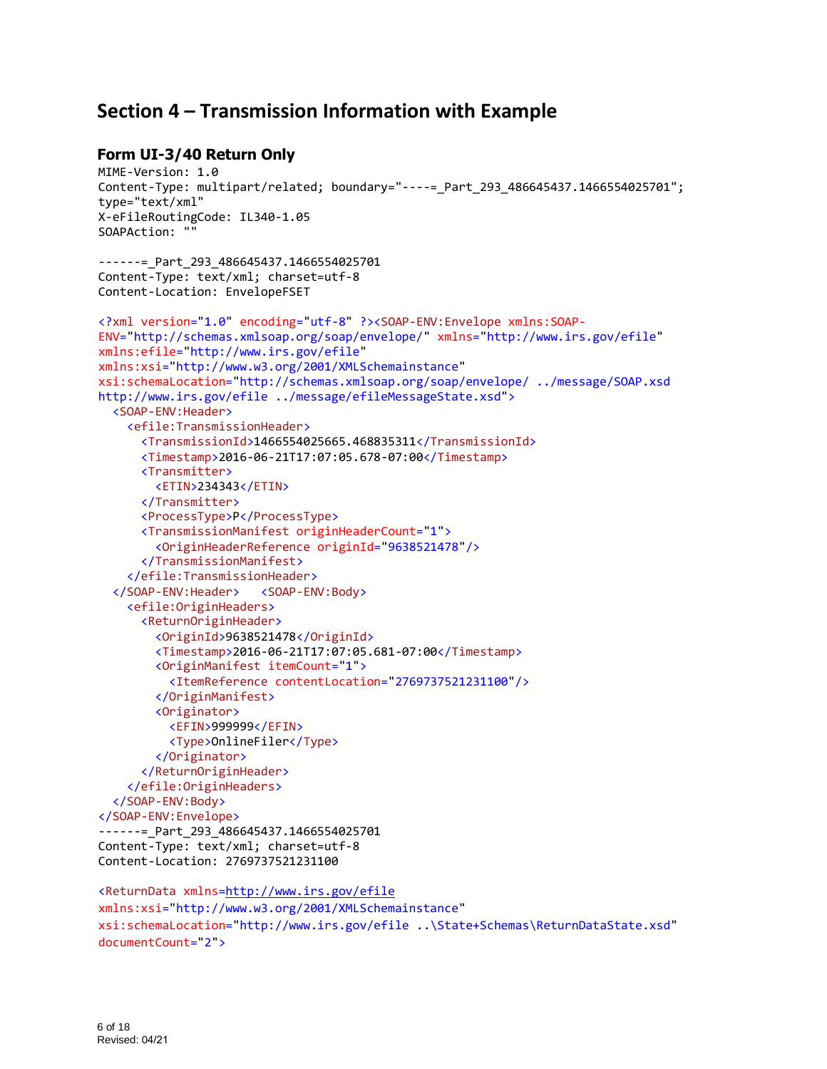## Section 4 – Transmission Information with Example

### Form UI-3/40 Return Only

```
MIME-Version: 1.0
Content-Type: multipart/related; boundary="----=_Part_293_486645437.1466554025701";
type="text/xml"
X-eFileRoutingCode: IL340-1.05
SOAPAction: ""

------=_Part_293_486645437.1466554025701
Content-Type: text/xml; charset=utf-8
Content-Location: EnvelopeFSET

<?xml version="1.0" encoding="utf-8" ?><SOAP-ENV:Envelope xmlns:SOAP-
ENV="http://schemas.xmlsoap.org/soap/envelope/" xmlns="http://www.irs.gov/efile"
xmlns:efile="http://www.irs.gov/efile"
xmlns:xsi="http://www.w3.org/2001/XMLSchemainstance"
xsi:schemaLocation="http://schemas.xmlsoap.org/soap/envelope/ ../message/SOAP.xsd
http://www.irs.gov/efile ../message/efileMessageState.xsd">
  <SOAP-ENV:Header>
    <efile:TransmissionHeader>
      <TransmissionId>1466554025665.468835311</TransmissionId>
      <Timestamp>2016-06-21T17:07:05.678-07:00</Timestamp>
      <Transmitter>
        <ETIN>234343</ETIN>
      </Transmitter>
      <ProcessType>P</ProcessType>
      <TransmissionManifest originHeaderCount="1">
        <OriginHeaderReference originId="9638521478"/>
      </TransmissionManifest>
    </efile:TransmissionHeader>
  </SOAP-ENV:Header>   <SOAP-ENV:Body>
    <efile:OriginHeaders>
      <ReturnOriginHeader>
        <OriginId>9638521478</OriginId>
        <Timestamp>2016-06-21T17:07:05.681-07:00</Timestamp>
        <OriginManifest itemCount="1">
          <ItemReference contentLocation="2769737521231100"/>
        </OriginManifest>
        <Originator>
          <EFIN>999999</EFIN>
          <Type>OnlineFiler</Type>
        </Originator>
      </ReturnOriginHeader>
    </efile:OriginHeaders>
  </SOAP-ENV:Body>
</SOAP-ENV:Envelope>
------=_Part_293_486645437.1466554025701
Content-Type: text/xml; charset=utf-8
Content-Location: 2769737521231100

<ReturnData xmlns=http://www.irs.gov/efile
xmlns:xsi="http://www.w3.org/2001/XMLSchemainstance"
xsi:schemaLocation="http://www.irs.gov/efile ..\State+Schemas\ReturnDataState.xsd"
documentCount="2">
```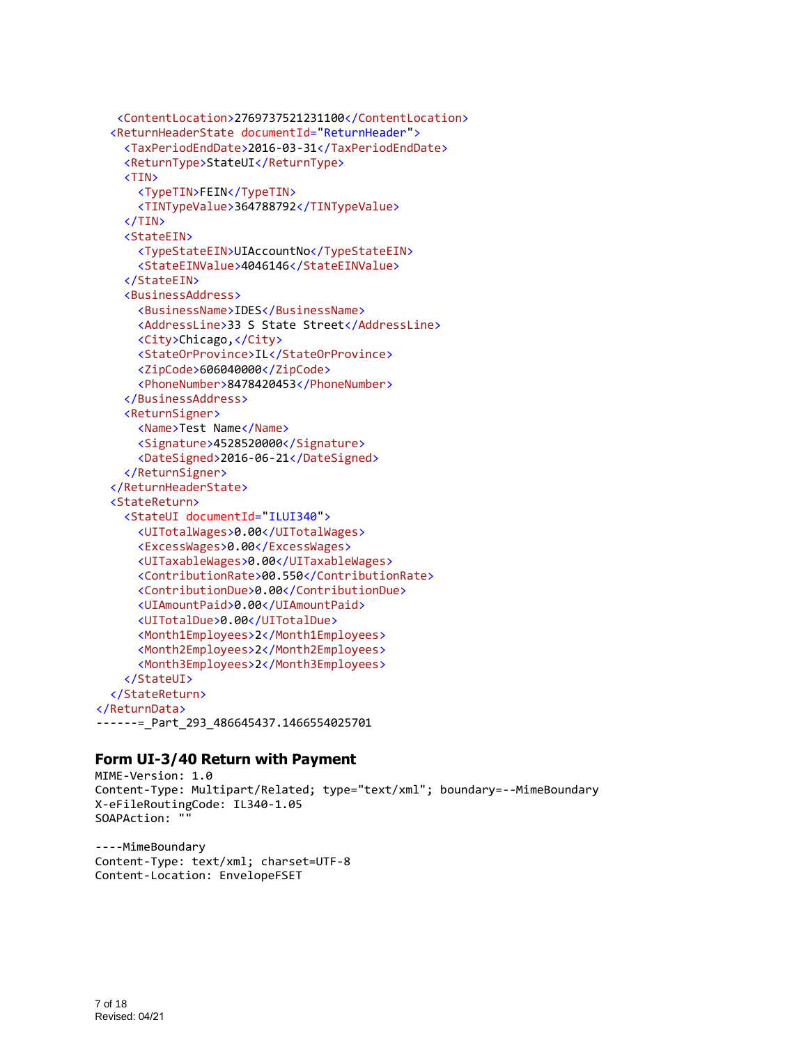```
  <ContentLocation>2769737521231100</ContentLocation>
 <ReturnHeaderState documentId="ReturnHeader">
   <TaxPeriodEndDate>2016-03-31</TaxPeriodEndDate>
   <ReturnType>StateUI</ReturnType>
   <TIN>
     <TypeTIN>FEIN</TypeTIN>
     <TINTypeValue>364788792</TINTypeValue>
   </TIN>
   <StateEIN>
     <TypeStateEIN>UIAccountNo</TypeStateEIN>
     <StateEINValue>4046146</StateEINValue>
   </StateEIN>
   <BusinessAddress>
     <BusinessName>IDES</BusinessName>
     <AddressLine>33 S State Street</AddressLine>
     <City>Chicago,</City>
     <StateOrProvince>IL</StateOrProvince>
     <ZipCode>606040000</ZipCode>
     <PhoneNumber>8478420453</PhoneNumber>
   </BusinessAddress>
   <ReturnSigner>
     <Name>Test Name</Name>
     <Signature>4528520000</Signature>
     <DateSigned>2016-06-21</DateSigned>
   </ReturnSigner>
 </ReturnHeaderState>
 <StateReturn>
   <StateUI documentId="ILUI340">
     <UITotalWages>0.00</UITotalWages>
     <ExcessWages>0.00</ExcessWages>
     <UITaxableWages>0.00</UITaxableWages>
     <ContributionRate>00.550</ContributionRate>
     <ContributionDue>0.00</ContributionDue>
     <UIAmountPaid>0.00</UIAmountPaid>
     <UITotalDue>0.00</UITotalDue>
     <Month1Employees>2</Month1Employees>
     <Month2Employees>2</Month2Employees>
     <Month3Employees>2</Month3Employees>
   </StateUI>
 </StateReturn>
</ReturnData>
------=_Part_293_486645437.1466554025701
```

## Form UI-3/40 Return with Payment

```
MIME-Version: 1.0
Content-Type: Multipart/Related; type="text/xml"; boundary=--MimeBoundary
X-eFileRoutingCode: IL340-1.05
SOAPAction: ""

----MimeBoundary
Content-Type: text/xml; charset=UTF-8
Content-Location: EnvelopeFSET
```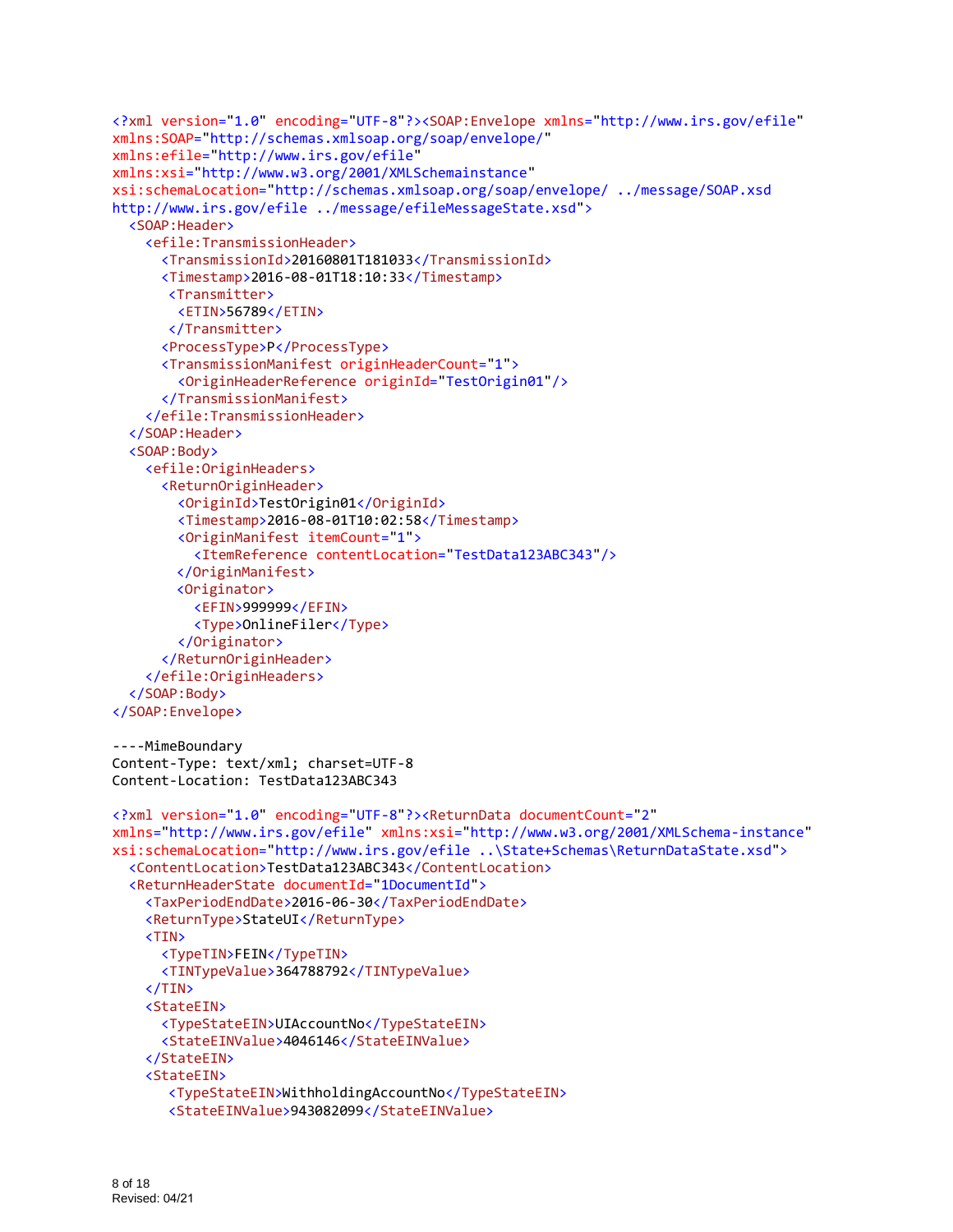```xml
<?xml version="1.0" encoding="UTF-8"?><SOAP:Envelope xmlns="http://www.irs.gov/efile"
xmlns:SOAP="http://schemas.xmlsoap.org/soap/envelope/"
xmlns:efile="http://www.irs.gov/efile"
xmlns:xsi="http://www.w3.org/2001/XMLSchemainstance"
xsi:schemaLocation="http://schemas.xmlsoap.org/soap/envelope/ ../message/SOAP.xsd
http://www.irs.gov/efile ../message/efileMessageState.xsd">
  <SOAP:Header>
    <efile:TransmissionHeader>
      <TransmissionId>20160801T181033</TransmissionId>
      <Timestamp>2016-08-01T18:10:33</Timestamp>
       <Transmitter>
        <ETIN>56789</ETIN>
       </Transmitter>
      <ProcessType>P</ProcessType>
      <TransmissionManifest originHeaderCount="1">
        <OriginHeaderReference originId="TestOrigin01"/>
      </TransmissionManifest>
    </efile:TransmissionHeader>
  </SOAP:Header>
  <SOAP:Body>
    <efile:OriginHeaders>
      <ReturnOriginHeader>
        <OriginId>TestOrigin01</OriginId>
        <Timestamp>2016-08-01T10:02:58</Timestamp>
        <OriginManifest itemCount="1">
          <ItemReference contentLocation="TestData123ABC343"/>
        </OriginManifest>
        <Originator>
          <EFIN>999999</EFIN>
          <Type>OnlineFiler</Type>
        </Originator>
      </ReturnOriginHeader>
    </efile:OriginHeaders>
  </SOAP:Body>
</SOAP:Envelope>

----MimeBoundary
Content-Type: text/xml; charset=UTF-8
Content-Location: TestData123ABC343

<?xml version="1.0" encoding="UTF-8"?><ReturnData documentCount="2"
xmlns="http://www.irs.gov/efile" xmlns:xsi="http://www.w3.org/2001/XMLSchema-instance"
xsi:schemaLocation="http://www.irs.gov/efile ..\State+Schemas\ReturnDataState.xsd">
  <ContentLocation>TestData123ABC343</ContentLocation>
  <ReturnHeaderState documentId="1DocumentId">
    <TaxPeriodEndDate>2016-06-30</TaxPeriodEndDate>
    <ReturnType>StateUI</ReturnType>
    <TIN>
      <TypeTIN>FEIN</TypeTIN>
      <TINTypeValue>364788792</TINTypeValue>
    </TIN>
    <StateEIN>
      <TypeStateEIN>UIAccountNo</TypeStateEIN>
      <StateEINValue>4046146</StateEINValue>
    </StateEIN>
    <StateEIN>
       <TypeStateEIN>WithholdingAccountNo</TypeStateEIN>
       <StateEINValue>943082099</StateEINValue>
```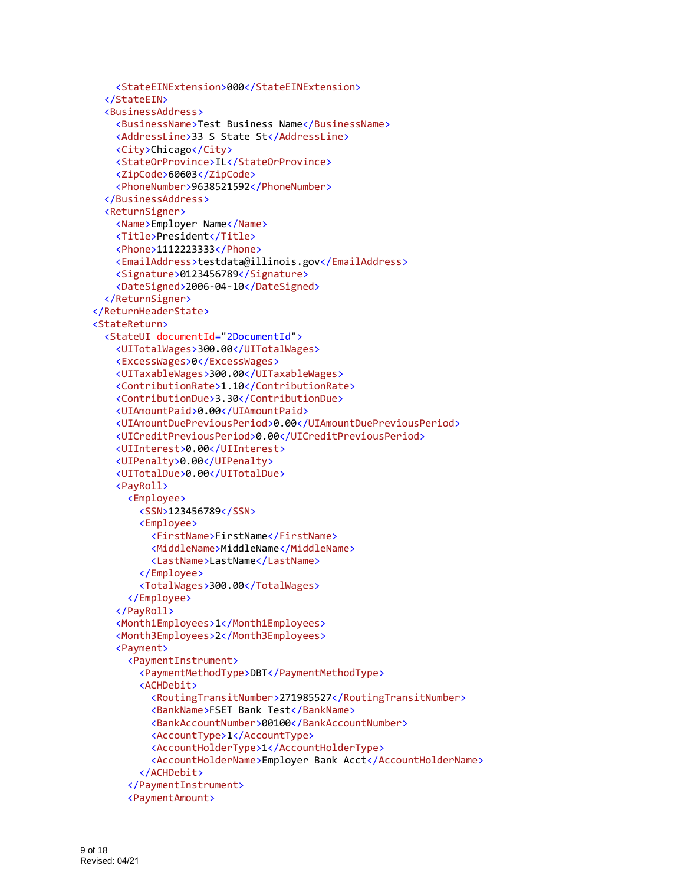```xml
      <StateEINExtension>000</StateEINExtension>
    </StateEIN>
    <BusinessAddress>
      <BusinessName>Test Business Name</BusinessName>
      <AddressLine>33 S State St</AddressLine>
      <City>Chicago</City>
      <StateOrProvince>IL</StateOrProvince>
      <ZipCode>60603</ZipCode>
      <PhoneNumber>9638521592</PhoneNumber>
    </BusinessAddress>
    <ReturnSigner>
      <Name>Employer Name</Name>
      <Title>President</Title>
      <Phone>1112223333</Phone>
      <EmailAddress>testdata@illinois.gov</EmailAddress>
      <Signature>0123456789</Signature>
      <DateSigned>2006-04-10</DateSigned>
    </ReturnSigner>
  </ReturnHeaderState>
  <StateReturn>
    <StateUI documentId="2DocumentId">
      <UITotalWages>300.00</UITotalWages>
      <ExcessWages>0</ExcessWages>
      <UITaxableWages>300.00</UITaxableWages>
      <ContributionRate>1.10</ContributionRate>
      <ContributionDue>3.30</ContributionDue>
      <UIAmountPaid>0.00</UIAmountPaid>
      <UIAmountDuePreviousPeriod>0.00</UIAmountDuePreviousPeriod>
      <UICreditPreviousPeriod>0.00</UICreditPreviousPeriod>
      <UIInterest>0.00</UIInterest>
      <UIPenalty>0.00</UIPenalty>
      <UITotalDue>0.00</UITotalDue>
      <PayRoll>
        <Employee>
          <SSN>123456789</SSN>
          <Employee>
            <FirstName>FirstName</FirstName>
            <MiddleName>MiddleName</MiddleName>
            <LastName>LastName</LastName>
          </Employee>
          <TotalWages>300.00</TotalWages>
        </Employee>
      </PayRoll>
      <Month1Employees>1</Month1Employees>
      <Month3Employees>2</Month3Employees>
      <Payment>
        <PaymentInstrument>
          <PaymentMethodType>DBT</PaymentMethodType>
          <ACHDebit>
            <RoutingTransitNumber>271985527</RoutingTransitNumber>
            <BankName>FSET Bank Test</BankName>
            <BankAccountNumber>00100</BankAccountNumber>
            <AccountType>1</AccountType>
            <AccountHolderType>1</AccountHolderType>
            <AccountHolderName>Employer Bank Acct</AccountHolderName>
          </ACHDebit>
        </PaymentInstrument>
        <PaymentAmount>
```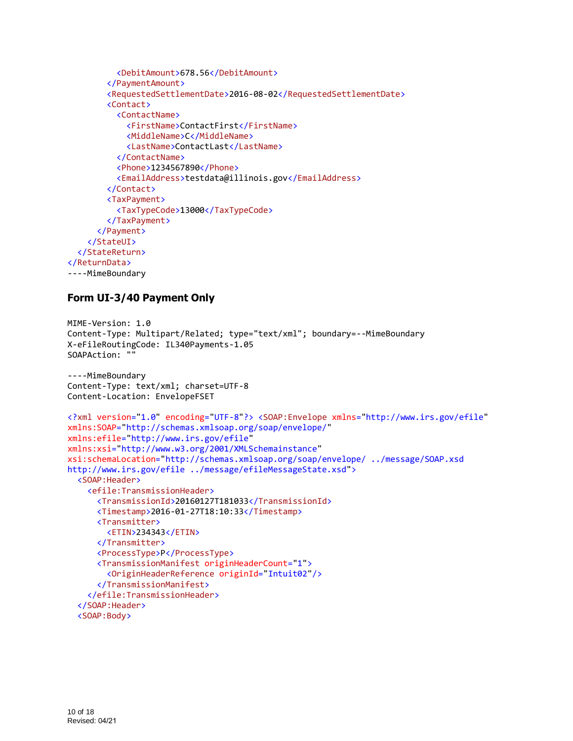```
          <DebitAmount>678.56</DebitAmount>
        </PaymentAmount>
        <RequestedSettlementDate>2016-08-02</RequestedSettlementDate>
        <Contact>
          <ContactName>
            <FirstName>ContactFirst</FirstName>
            <MiddleName>C</MiddleName>
            <LastName>ContactLast</LastName>
          </ContactName>
          <Phone>1234567890</Phone>
          <EmailAddress>testdata@illinois.gov</EmailAddress>
        </Contact>
        <TaxPayment>
          <TaxTypeCode>13000</TaxTypeCode>
        </TaxPayment>
      </Payment>
    </StateUI>
  </StateReturn>
</ReturnData>
----MimeBoundary
```

## Form UI-3/40 Payment Only

```
MIME-Version: 1.0
Content-Type: Multipart/Related; type="text/xml"; boundary=--MimeBoundary
X-eFileRoutingCode: IL340Payments-1.05
SOAPAction: ""

----MimeBoundary
Content-Type: text/xml; charset=UTF-8
Content-Location: EnvelopeFSET

<?xml version="1.0" encoding="UTF-8"?> <SOAP:Envelope xmlns="http://www.irs.gov/efile"
xmlns:SOAP="http://schemas.xmlsoap.org/soap/envelope/"
xmlns:efile="http://www.irs.gov/efile"
xmlns:xsi="http://www.w3.org/2001/XMLSchemainstance"
xsi:schemaLocation="http://schemas.xmlsoap.org/soap/envelope/ ../message/SOAP.xsd
http://www.irs.gov/efile ../message/efileMessageState.xsd">
  <SOAP:Header>
    <efile:TransmissionHeader>
      <TransmissionId>20160127T181033</TransmissionId>
      <Timestamp>2016-01-27T18:10:33</Timestamp>
      <Transmitter>
        <ETIN>234343</ETIN>
      </Transmitter>
      <ProcessType>P</ProcessType>
      <TransmissionManifest originHeaderCount="1">
        <OriginHeaderReference originId="Intuit02"/>
      </TransmissionManifest>
    </efile:TransmissionHeader>
  </SOAP:Header>
  <SOAP:Body>
```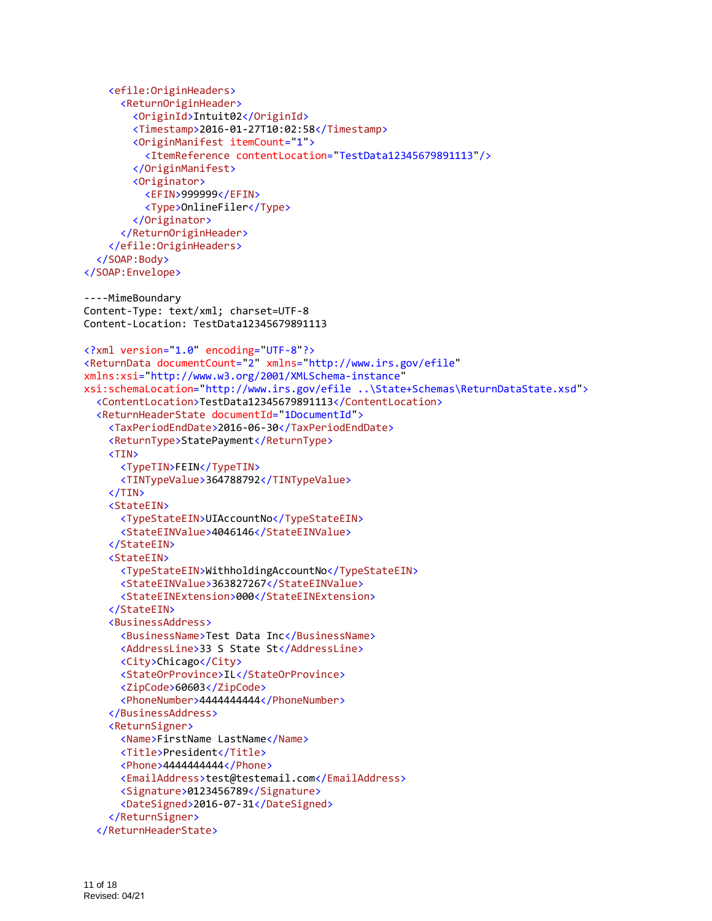```
    <efile:OriginHeaders>
      <ReturnOriginHeader>
        <OriginId>Intuit02</OriginId>
        <Timestamp>2016-01-27T10:02:58</Timestamp>
        <OriginManifest itemCount="1">
          <ItemReference contentLocation="TestData12345679891113"/>
        </OriginManifest>
        <Originator>
          <EFIN>999999</EFIN>
          <Type>OnlineFiler</Type>
        </Originator>
      </ReturnOriginHeader>
    </efile:OriginHeaders>
  </SOAP:Body>
</SOAP:Envelope>

----MimeBoundary
Content-Type: text/xml; charset=UTF-8
Content-Location: TestData12345679891113

<?xml version="1.0" encoding="UTF-8"?>
<ReturnData documentCount="2" xmlns="http://www.irs.gov/efile"
xmlns:xsi="http://www.w3.org/2001/XMLSchema-instance"
xsi:schemaLocation="http://www.irs.gov/efile ..\State+Schemas\ReturnDataState.xsd">
  <ContentLocation>TestData12345679891113</ContentLocation>
  <ReturnHeaderState documentId="1DocumentId">
    <TaxPeriodEndDate>2016-06-30</TaxPeriodEndDate>
    <ReturnType>StatePayment</ReturnType>
    <TIN>
      <TypeTIN>FEIN</TypeTIN>
      <TINTypeValue>364788792</TINTypeValue>
    </TIN>
    <StateEIN>
      <TypeStateEIN>UIAccountNo</TypeStateEIN>
      <StateEINValue>4046146</StateEINValue>
    </StateEIN>
    <StateEIN>
      <TypeStateEIN>WithholdingAccountNo</TypeStateEIN>
      <StateEINValue>363827267</StateEINValue>
      <StateEINExtension>000</StateEINExtension>
    </StateEIN>
    <BusinessAddress>
      <BusinessName>Test Data Inc</BusinessName>
      <AddressLine>33 S State St</AddressLine>
      <City>Chicago</City>
      <StateOrProvince>IL</StateOrProvince>
      <ZipCode>60603</ZipCode>
      <PhoneNumber>4444444444</PhoneNumber>
    </BusinessAddress>
    <ReturnSigner>
      <Name>FirstName LastName</Name>
      <Title>President</Title>
      <Phone>4444444444</Phone>
      <EmailAddress>test@testemail.com</EmailAddress>
      <Signature>0123456789</Signature>
      <DateSigned>2016-07-31</DateSigned>
    </ReturnSigner>
  </ReturnHeaderState>
```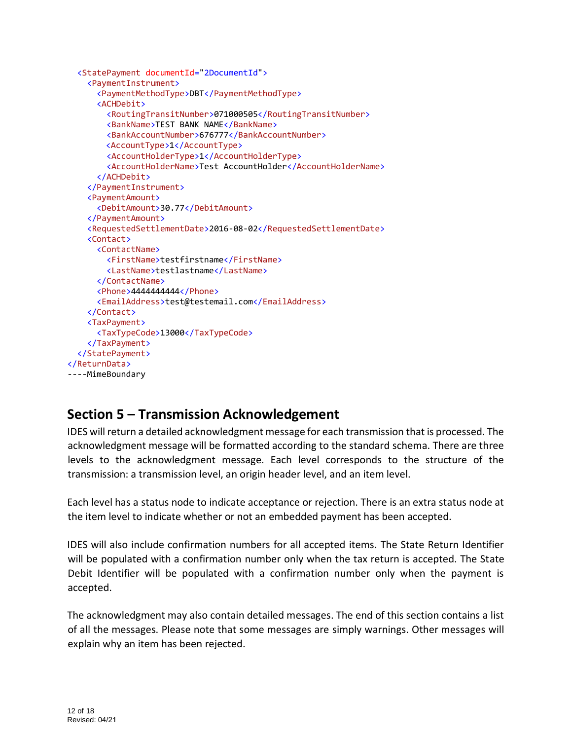```
    <StatePayment documentId="2DocumentId">
      <PaymentInstrument>
        <PaymentMethodType>DBT</PaymentMethodType>
        <ACHDebit>
          <RoutingTransitNumber>071000505</RoutingTransitNumber>
          <BankName>TEST BANK NAME</BankName>
          <BankAccountNumber>676777</BankAccountNumber>
          <AccountType>1</AccountType>
          <AccountHolderType>1</AccountHolderType>
          <AccountHolderName>Test AccountHolder</AccountHolderName>
        </ACHDebit>
      </PaymentInstrument>
      <PaymentAmount>
        <DebitAmount>30.77</DebitAmount>
      </PaymentAmount>
      <RequestedSettlementDate>2016-08-02</RequestedSettlementDate>
      <Contact>
        <ContactName>
          <FirstName>testfirstname</FirstName>
          <LastName>testlastname</LastName>
        </ContactName>
        <Phone>4444444444</Phone>
        <EmailAddress>test@testemail.com</EmailAddress>
      </Contact>
      <TaxPayment>
        <TaxTypeCode>13000</TaxTypeCode>
      </TaxPayment>
    </StatePayment>
  </ReturnData>
----MimeBoundary
```

## Section 5 – Transmission Acknowledgement

IDES will return a detailed acknowledgment message for each transmission that is processed. The acknowledgment message will be formatted according to the standard schema. There are three levels to the acknowledgment message. Each level corresponds to the structure of the transmission: a transmission level, an origin header level, and an item level.

Each level has a status node to indicate acceptance or rejection. There is an extra status node at the item level to indicate whether or not an embedded payment has been accepted.

IDES will also include confirmation numbers for all accepted items. The State Return Identifier will be populated with a confirmation number only when the tax return is accepted. The State Debit Identifier will be populated with a confirmation number only when the payment is accepted.

The acknowledgment may also contain detailed messages. The end of this section contains a list of all the messages. Please note that some messages are simply warnings. Other messages will explain why an item has been rejected.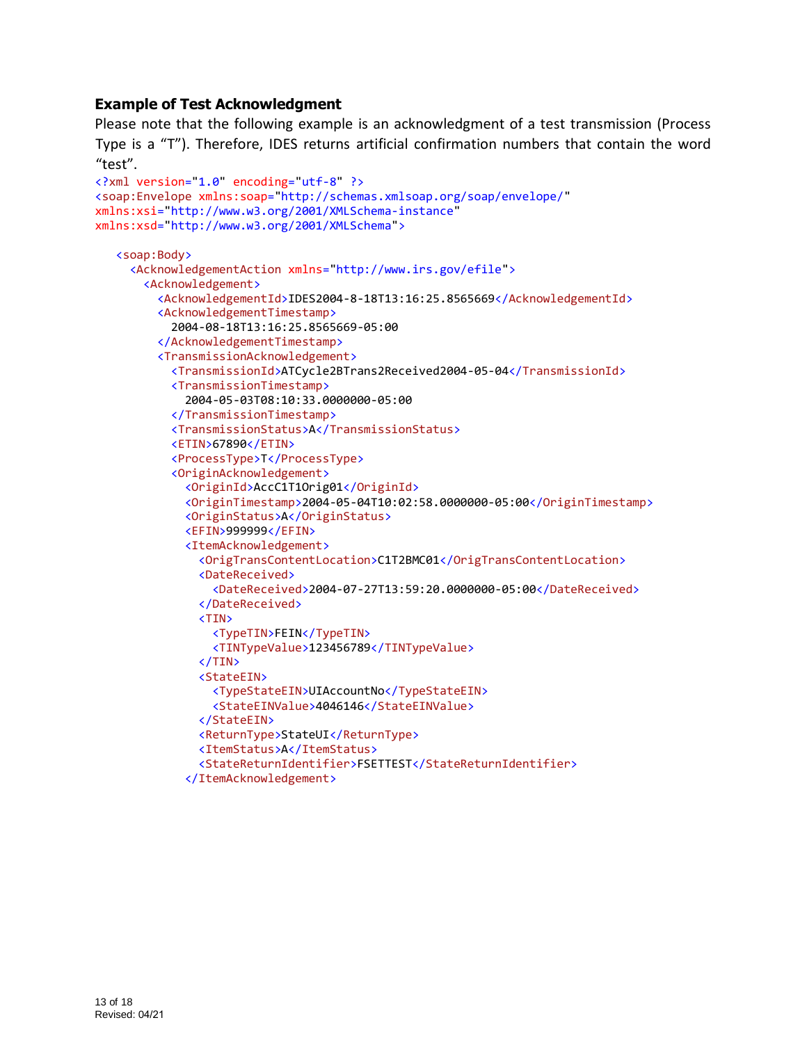### Example of Test Acknowledgment

Please note that the following example is an acknowledgment of a test transmission (Process Type is a “T”). Therefore, IDES returns artificial confirmation numbers that contain the word “test”.

```
<?xml version="1.0" encoding="utf-8" ?>
<soap:Envelope xmlns:soap="http://schemas.xmlsoap.org/soap/envelope/"
xmlns:xsi="http://www.w3.org/2001/XMLSchema-instance"
xmlns:xsd="http://www.w3.org/2001/XMLSchema">

   <soap:Body>
     <AcknowledgementAction xmlns="http://www.irs.gov/efile">
       <Acknowledgement>
         <AcknowledgementId>IDES2004-8-18T13:16:25.8565669</AcknowledgementId>
         <AcknowledgementTimestamp>
           2004-08-18T13:16:25.8565669-05:00
         </AcknowledgementTimestamp>
         <TransmissionAcknowledgement>
           <TransmissionId>ATCycle2BTrans2Received2004-05-04</TransmissionId>
           <TransmissionTimestamp>
             2004-05-03T08:10:33.0000000-05:00
           </TransmissionTimestamp>
           <TransmissionStatus>A</TransmissionStatus>
           <ETIN>67890</ETIN>
           <ProcessType>T</ProcessType>
           <OriginAcknowledgement>
             <OriginId>AccC1T1Orig01</OriginId>
             <OriginTimestamp>2004-05-04T10:02:58.0000000-05:00</OriginTimestamp>
             <OriginStatus>A</OriginStatus>
             <EFIN>999999</EFIN>
             <ItemAcknowledgement>
               <OrigTransContentLocation>C1T2BMC01</OrigTransContentLocation>
               <DateReceived>
                 <DateReceived>2004-07-27T13:59:20.0000000-05:00</DateReceived>
               </DateReceived>
               <TIN>
                 <TypeTIN>FEIN</TypeTIN>
                 <TINTypeValue>123456789</TINTypeValue>
               </TIN>
               <StateEIN>
                 <TypeStateEIN>UIAccountNo</TypeStateEIN>
                 <StateEINValue>4046146</StateEINValue>
               </StateEIN>
               <ReturnType>StateUI</ReturnType>
               <ItemStatus>A</ItemStatus>
               <StateReturnIdentifier>FSETTEST</StateReturnIdentifier>
             </ItemAcknowledgement>
```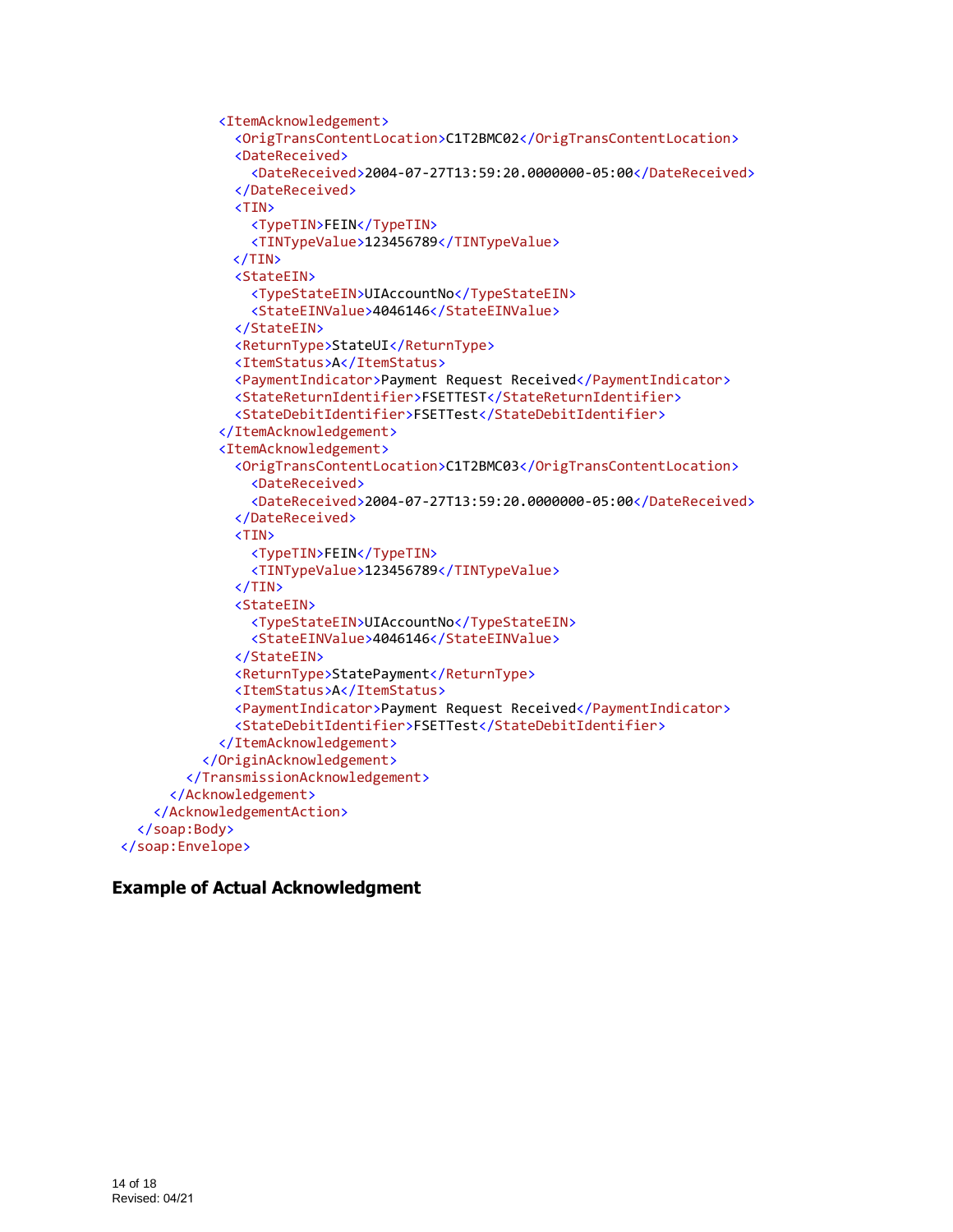```
            <ItemAcknowledgement>
              <OrigTransContentLocation>C1T2BMC02</OrigTransContentLocation>
              <DateReceived>
                <DateReceived>2004-07-27T13:59:20.0000000-05:00</DateReceived>
              </DateReceived>
              <TIN>
                <TypeTIN>FEIN</TypeTIN>
                <TINTypeValue>123456789</TINTypeValue>
              </TIN>
              <StateEIN>
                <TypeStateEIN>UIAccountNo</TypeStateEIN>
                <StateEINValue>4046146</StateEINValue>
              </StateEIN>
              <ReturnType>StateUI</ReturnType>
              <ItemStatus>A</ItemStatus>
              <PaymentIndicator>Payment Request Received</PaymentIndicator>
              <StateReturnIdentifier>FSETTEST</StateReturnIdentifier>
              <StateDebitIdentifier>FSETTest</StateDebitIdentifier>
            </ItemAcknowledgement>
            <ItemAcknowledgement>
              <OrigTransContentLocation>C1T2BMC03</OrigTransContentLocation>
                <DateReceived>
                <DateReceived>2004-07-27T13:59:20.0000000-05:00</DateReceived>
              </DateReceived>
              <TIN>
                <TypeTIN>FEIN</TypeTIN>
                <TINTypeValue>123456789</TINTypeValue>
              </TIN>
              <StateEIN>
                <TypeStateEIN>UIAccountNo</TypeStateEIN>
                <StateEINValue>4046146</StateEINValue>
              </StateEIN>
              <ReturnType>StatePayment</ReturnType>
              <ItemStatus>A</ItemStatus>
              <PaymentIndicator>Payment Request Received</PaymentIndicator>
              <StateDebitIdentifier>FSETTest</StateDebitIdentifier>
            </ItemAcknowledgement>
          </OriginAcknowledgement>
        </TransmissionAcknowledgement>
      </Acknowledgement>
    </AcknowledgementAction>
  </soap:Body>
</soap:Envelope>
```

### Example of Actual Acknowledgment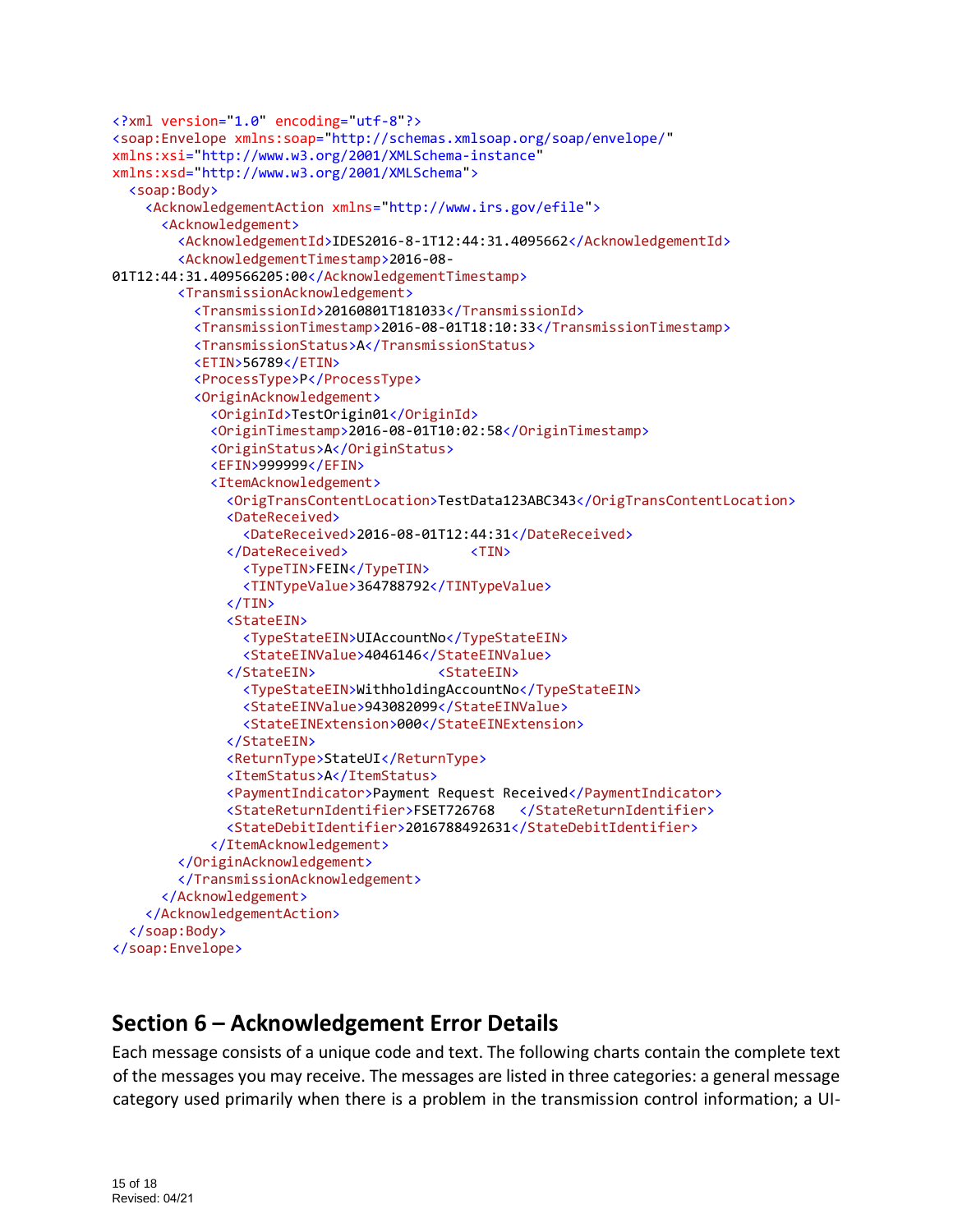```xml
<?xml version="1.0" encoding="utf-8"?>
<soap:Envelope xmlns:soap="http://schemas.xmlsoap.org/soap/envelope/"
xmlns:xsi="http://www.w3.org/2001/XMLSchema-instance"
xmlns:xsd="http://www.w3.org/2001/XMLSchema">
  <soap:Body>
    <AcknowledgementAction xmlns="http://www.irs.gov/efile">
      <Acknowledgement>
        <AcknowledgementId>IDES2016-8-1T12:44:31.4095662</AcknowledgementId>
        <AcknowledgementTimestamp>2016-08-
01T12:44:31.409566205:00</AcknowledgementTimestamp>
        <TransmissionAcknowledgement>
          <TransmissionId>20160801T181033</TransmissionId>
          <TransmissionTimestamp>2016-08-01T18:10:33</TransmissionTimestamp>
          <TransmissionStatus>A</TransmissionStatus>
          <ETIN>56789</ETIN>
          <ProcessType>P</ProcessType>
          <OriginAcknowledgement>
            <OriginId>TestOrigin01</OriginId>
            <OriginTimestamp>2016-08-01T10:02:58</OriginTimestamp>
            <OriginStatus>A</OriginStatus>
            <EFIN>999999</EFIN>
            <ItemAcknowledgement>
              <OrigTransContentLocation>TestData123ABC343</OrigTransContentLocation>
              <DateReceived>
                <DateReceived>2016-08-01T12:44:31</DateReceived>
              </DateReceived>                <TIN>
                <TypeTIN>FEIN</TypeTIN>
                <TINTypeValue>364788792</TINTypeValue>
              </TIN>
              <StateEIN>
                <TypeStateEIN>UIAccountNo</TypeStateEIN>
                <StateEINValue>4046146</StateEINValue>
              </StateEIN>               <StateEIN>
                <TypeStateEIN>WithholdingAccountNo</TypeStateEIN>
                <StateEINValue>943082099</StateEINValue>
                <StateEINExtension>000</StateEINExtension>
              </StateEIN>
              <ReturnType>StateUI</ReturnType>
              <ItemStatus>A</ItemStatus>
              <PaymentIndicator>Payment Request Received</PaymentIndicator>
              <StateReturnIdentifier>FSET726768   </StateReturnIdentifier>
              <StateDebitIdentifier>2016788492631</StateDebitIdentifier>
            </ItemAcknowledgement>
        </OriginAcknowledgement>
          </TransmissionAcknowledgement>
      </Acknowledgement>
    </AcknowledgementAction>
  </soap:Body>
</soap:Envelope>
```

## Section 6 – Acknowledgement Error Details

Each message consists of a unique code and text. The following charts contain the complete text of the messages you may receive. The messages are listed in three categories: a general message category used primarily when there is a problem in the transmission control information; a UI-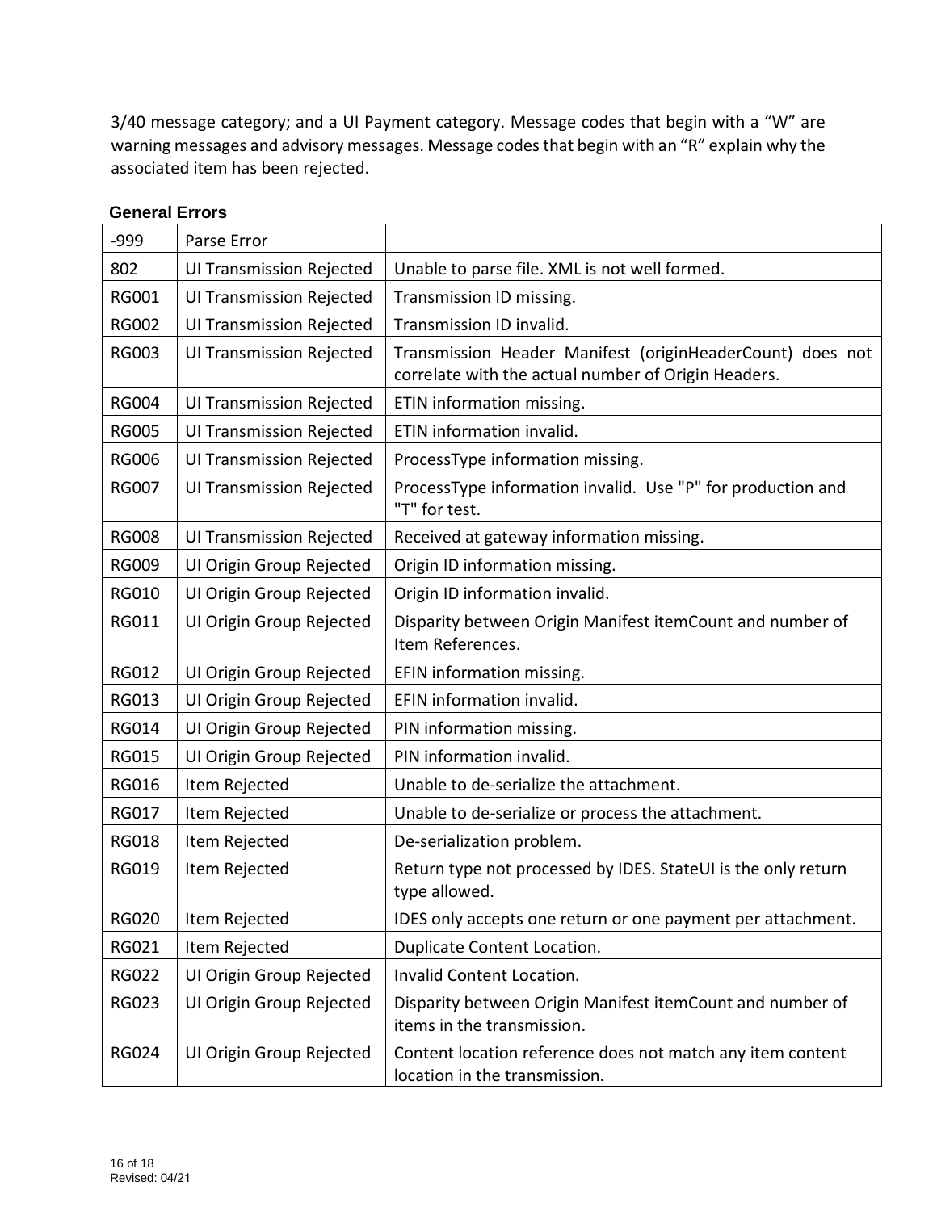3/40 message category; and a UI Payment category. Message codes that begin with a “W” are warning messages and advisory messages. Message codes that begin with an “R” explain why the associated item has been rejected.

**General Errors**

| | | |
|---|---|---|
| -999 | Parse Error | |
| 802 | UI Transmission Rejected | Unable to parse file. XML is not well formed. |
| RG001 | UI Transmission Rejected | Transmission ID missing. |
| RG002 | UI Transmission Rejected | Transmission ID invalid. |
| RG003 | UI Transmission Rejected | Transmission Header Manifest (originHeaderCount) does not correlate with the actual number of Origin Headers. |
| RG004 | UI Transmission Rejected | ETIN information missing. |
| RG005 | UI Transmission Rejected | ETIN information invalid. |
| RG006 | UI Transmission Rejected | ProcessType information missing. |
| RG007 | UI Transmission Rejected | ProcessType information invalid. Use "P" for production and "T" for test. |
| RG008 | UI Transmission Rejected | Received at gateway information missing. |
| RG009 | UI Origin Group Rejected | Origin ID information missing. |
| RG010 | UI Origin Group Rejected | Origin ID information invalid. |
| RG011 | UI Origin Group Rejected | Disparity between Origin Manifest itemCount and number of Item References. |
| RG012 | UI Origin Group Rejected | EFIN information missing. |
| RG013 | UI Origin Group Rejected | EFIN information invalid. |
| RG014 | UI Origin Group Rejected | PIN information missing. |
| RG015 | UI Origin Group Rejected | PIN information invalid. |
| RG016 | Item Rejected | Unable to de-serialize the attachment. |
| RG017 | Item Rejected | Unable to de-serialize or process the attachment. |
| RG018 | Item Rejected | De-serialization problem. |
| RG019 | Item Rejected | Return type not processed by IDES. StateUI is the only return type allowed. |
| RG020 | Item Rejected | IDES only accepts one return or one payment per attachment. |
| RG021 | Item Rejected | Duplicate Content Location. |
| RG022 | UI Origin Group Rejected | Invalid Content Location. |
| RG023 | UI Origin Group Rejected | Disparity between Origin Manifest itemCount and number of items in the transmission. |
| RG024 | UI Origin Group Rejected | Content location reference does not match any item content location in the transmission. |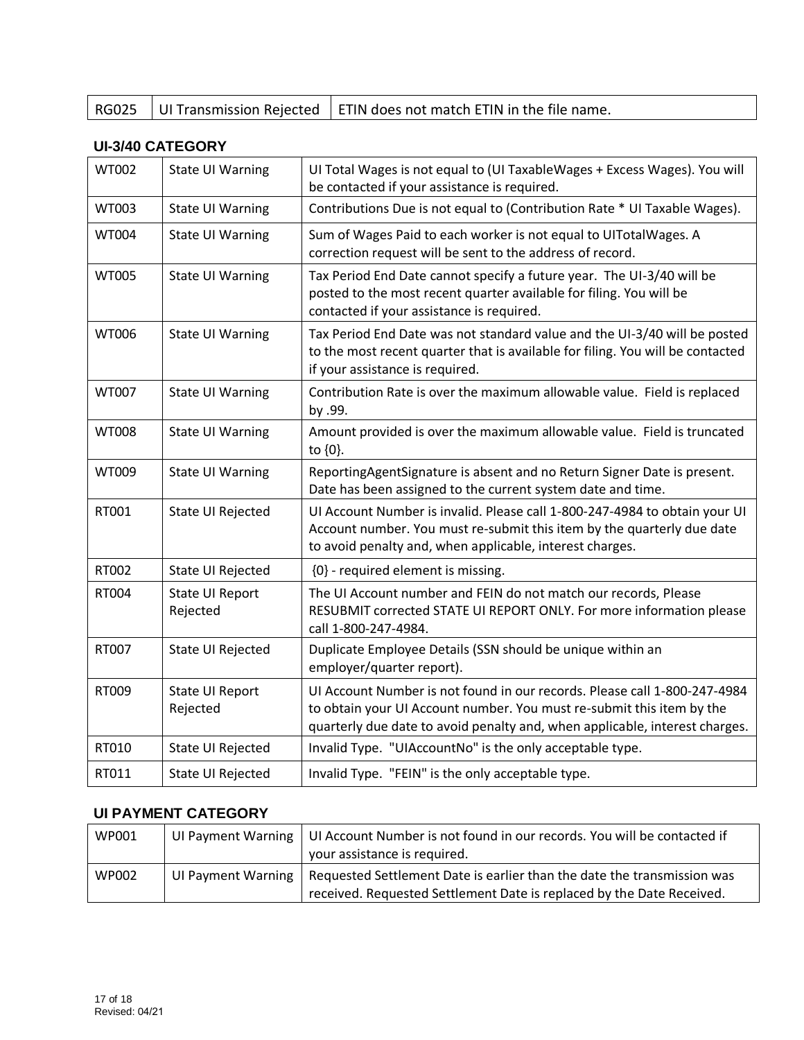| RG025 | UI Transmission Rejected | ETIN does not match ETIN in the file name. |
|---|---|---|

**UI-3/40 CATEGORY**

| | | |
|---|---|---|
| WT002 | State UI Warning | UI Total Wages is not equal to (UI TaxableWages + Excess Wages). You will be contacted if your assistance is required. |
| WT003 | State UI Warning | Contributions Due is not equal to (Contribution Rate * UI Taxable Wages). |
| WT004 | State UI Warning | Sum of Wages Paid to each worker is not equal to UITotalWages. A correction request will be sent to the address of record. |
| WT005 | State UI Warning | Tax Period End Date cannot specify a future year. The UI-3/40 will be posted to the most recent quarter available for filing. You will be contacted if your assistance is required. |
| WT006 | State UI Warning | Tax Period End Date was not standard value and the UI-3/40 will be posted to the most recent quarter that is available for filing. You will be contacted if your assistance is required. |
| WT007 | State UI Warning | Contribution Rate is over the maximum allowable value. Field is replaced by .99. |
| WT008 | State UI Warning | Amount provided is over the maximum allowable value. Field is truncated to {0}. |
| WT009 | State UI Warning | ReportingAgentSignature is absent and no Return Signer Date is present. Date has been assigned to the current system date and time. |
| RT001 | State UI Rejected | UI Account Number is invalid. Please call 1-800-247-4984 to obtain your UI Account number. You must re-submit this item by the quarterly due date to avoid penalty and, when applicable, interest charges. |
| RT002 | State UI Rejected | {0} - required element is missing. |
| RT004 | State UI Report Rejected | The UI Account number and FEIN do not match our records, Please RESUBMIT corrected STATE UI REPORT ONLY. For more information please call 1-800-247-4984. |
| RT007 | State UI Rejected | Duplicate Employee Details (SSN should be unique within an employer/quarter report). |
| RT009 | State UI Report Rejected | UI Account Number is not found in our records. Please call 1-800-247-4984 to obtain your UI Account number. You must re-submit this item by the quarterly due date to avoid penalty and, when applicable, interest charges. |
| RT010 | State UI Rejected | Invalid Type. "UIAccountNo" is the only acceptable type. |
| RT011 | State UI Rejected | Invalid Type. "FEIN" is the only acceptable type. |

**UI PAYMENT CATEGORY**

| | | |
|---|---|---|
| WP001 | UI Payment Warning | UI Account Number is not found in our records. You will be contacted if your assistance is required. |
| WP002 | UI Payment Warning | Requested Settlement Date is earlier than the date the transmission was received. Requested Settlement Date is replaced by the Date Received. |

Revised: 04/21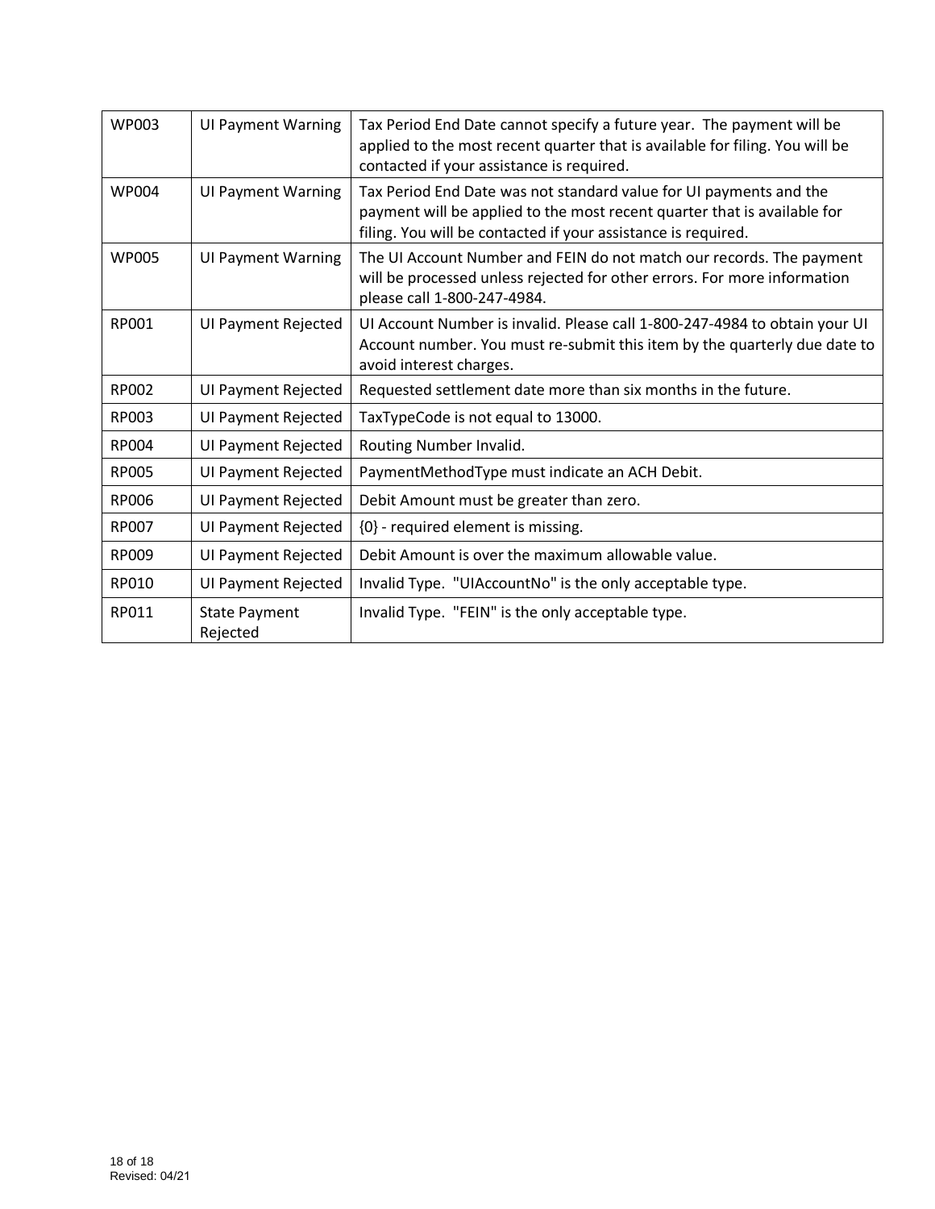| | | |
|---|---|---|
| WP003 | UI Payment Warning | Tax Period End Date cannot specify a future year. The payment will be applied to the most recent quarter that is available for filing. You will be contacted if your assistance is required. |
| WP004 | UI Payment Warning | Tax Period End Date was not standard value for UI payments and the payment will be applied to the most recent quarter that is available for filing. You will be contacted if your assistance is required. |
| WP005 | UI Payment Warning | The UI Account Number and FEIN do not match our records. The payment will be processed unless rejected for other errors. For more information please call 1-800-247-4984. |
| RP001 | UI Payment Rejected | UI Account Number is invalid. Please call 1-800-247-4984 to obtain your UI Account number. You must re-submit this item by the quarterly due date to avoid interest charges. |
| RP002 | UI Payment Rejected | Requested settlement date more than six months in the future. |
| RP003 | UI Payment Rejected | TaxTypeCode is not equal to 13000. |
| RP004 | UI Payment Rejected | Routing Number Invalid. |
| RP005 | UI Payment Rejected | PaymentMethodType must indicate an ACH Debit. |
| RP006 | UI Payment Rejected | Debit Amount must be greater than zero. |
| RP007 | UI Payment Rejected | {0} - required element is missing. |
| RP009 | UI Payment Rejected | Debit Amount is over the maximum allowable value. |
| RP010 | UI Payment Rejected | Invalid Type. "UIAccountNo" is the only acceptable type. |
| RP011 | State Payment Rejected | Invalid Type. "FEIN" is the only acceptable type. |

Revised: 04/21